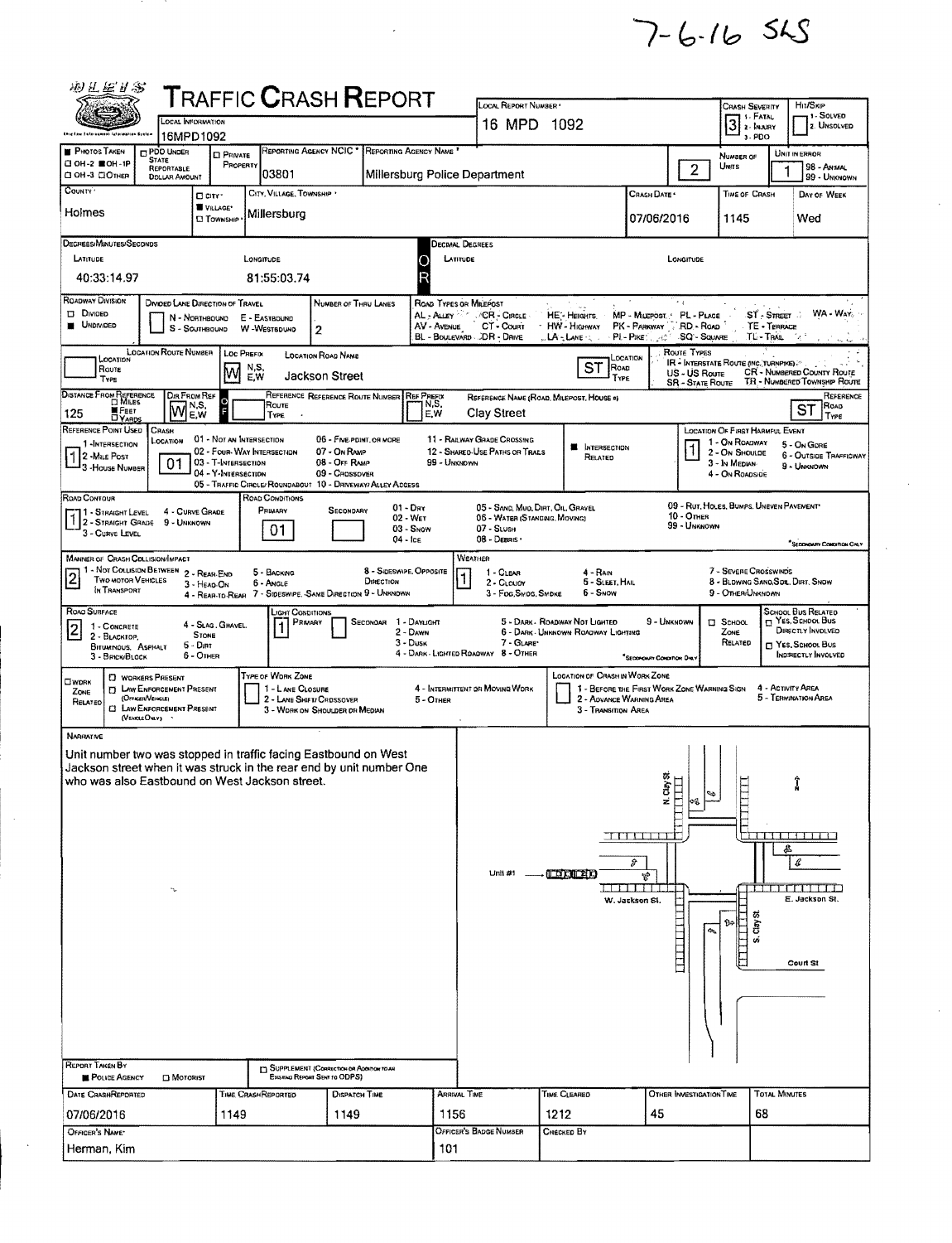7-6-16 SLS

# TRAFFIC CRASH REPORT

| Field | Value |
|---|---|
| Local Information | 16MPD1092 |
| Local Report Number | 16 MPD 1092 |
| Crash Severity | 3 (1 - Fatal, 2 - Injury, 3 - PDO) |
| Hit/Skip | 1 - Solved, 2 - Unsolved |
| Photos Taken | OH-2 ■ OH-1P, OH-3, Other |
| PDO Under State Reportable Dollar Amount | |
| Private Property | |
| Reporting Agency NCIC | 03801 |
| Reporting Agency Name | Millersburg Police Department |
| Number of Units | 2 |
| Unit in Error | 1 (98 - Animal, 99 - Unknown) |
| County | Holmes |
| City / ■ Village / Township | Millersburg |
| Crash Date | 07/06/2016 |
| Time of Crash | 1145 |
| Day of Week | Wed |

**Degrees/Minutes/Seconds**

| Latitude | Longitude |
|---|---|
| 40:33:14.97 | 81:55:03.74 |

**Decimal Degrees** — Latitude: / Longitude:

| Field | Value |
|---|---|
| Roadway Division | ■ Undivided |
| Divided Lane Direction of Travel | N - Northbound, E - Eastbound, S - Southbound, W - Westbound |
| Number of Thru Lanes | 2 |
| Location Route Number | |
| Loc Prefix | W |
| Location Road Name | Jackson Street |
| Location Road Type | ST |
| Distance From Reference | 125 ■ Feet |
| Dir From Ref | W |
| Reference Route Number | |
| Ref Prefix | |
| Reference Name (Road, Milepost, House #) | Clay Street |
| Reference Road Type | ST |
| Reference Point Used | 1 - Intersection |
| Crash Location | 01 - Not an Intersection |
| Intersection Related | ■ |
| Location of First Harmful Event | 1 - On Roadway |
| Road Contour | 1 - Straight Level |
| Road Conditions Primary | 01 - Dry |
| Road Conditions Secondary | |
| Manner of Crash Collision/Impact | 2 - Rear-End |
| Weather | 1 - Clear |
| Road Surface | 2 - Blacktop, Bituminous, Asphalt |
| Light Conditions Primary | 1 - Daylight |
| Light Conditions Secondary | |
| School Zone Related | |
| Work Zone Related | |

## Narrative

Unit number two was stopped in traffic facing Eastbound on West Jackson street when it was struck in the rear end by unit number One who was also Eastbound on West Jackson street.

Diagram labels: N. Clay St., W. Jackson St., E. Jackson St., S. Clay St., Court St, Unit #1, N

| Report Taken By | Supplement |
|---|---|
| ■ Police Agency | |

| Date Crash Reported | Time Crash Reported | Dispatch Time | Arrival Time | Time Cleared | Other Investigation Time | Total Minutes |
|---|---|---|---|---|---|---|
| 07/06/2016 | 1149 | 1149 | 1156 | 1212 | 45 | 68 |

| Officer's Name | Officer's Badge Number | Checked By |
|---|---|---|
| Herman, Kim | 101 | |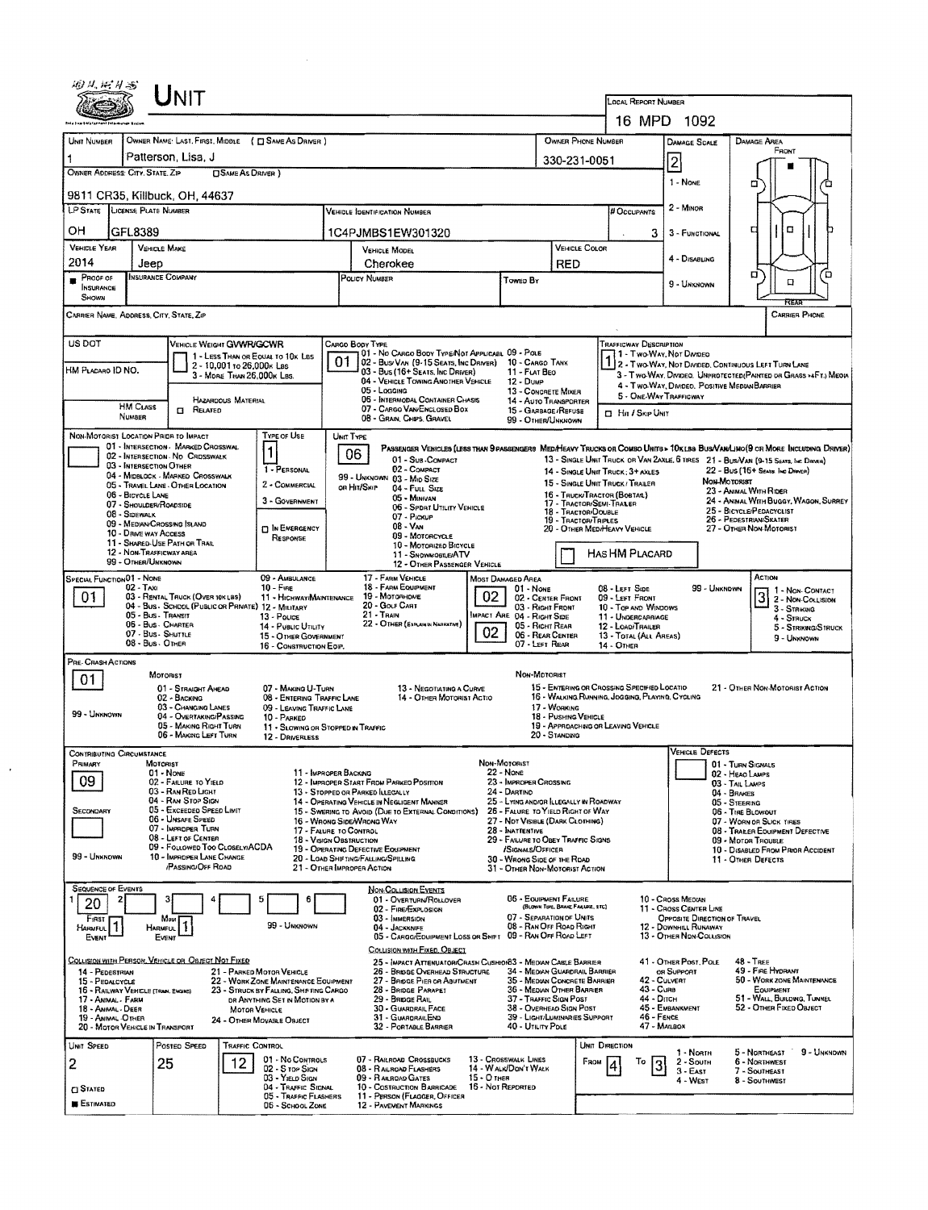# UNIT

**LOCAL REPORT NUMBER:** 16 MPD 1092

| UNIT NUMBER | OWNER NAME: LAST, FIRST, MIDDLE (☐ SAME AS DRIVER) | OWNER PHONE NUMBER | DAMAGE SCALE | DAMAGE AREA |
|---|---|---|---|---|
| 1 | Patterson, Lisa, J | 330-231-0051 | 2 | FRONT |

**OWNER ADDRESS: CITY, STATE, ZIP** (☐ SAME AS DRIVER): 9811 CR35, Killbuck, OH, 44637

| LP STATE | LICENSE PLATE NUMBER | VEHICLE IDENTIFICATION NUMBER | # OCCUPANTS |
|---|---|---|---|
| OH | GFL8389 | 1C4PJMBS1EW301320 | 3 |

| VEHICLE YEAR | VEHICLE MAKE | VEHICLE MODEL | VEHICLE COLOR |
|---|---|---|---|
| 2014 | Jeep | Cherokee | RED |

■ PROOF OF INSURANCE SHOWN | INSURANCE COMPANY: | POLICY NUMBER: | TOWED BY:

Damage Scale: 1 - NONE; 2 - MINOR; 3 - FUNCTIONAL; 4 - DISABLING; 9 - UNKNOWN

CARRIER NAME, ADDRESS, CITY, STATE, ZIP: | CARRIER PHONE:

US DOT: | HM PLACARD ID NO.: | HM CLASS NUMBER: | ☐ HAZARDOUS MATERIAL RELATED

**VEHICLE WEIGHT GVWR/GCWR:** 1 - LESS THAN OR EQUAL TO 10K LBS; 2 - 10,001 TO 26,000K LBS; 3 - MORE THAN 26,000K LBS.

**CARGO BODY TYPE:** 01
01 - NO CARGO BODY TYPE/NOT APPLICABLE; 02 - BUS/VAN (9-15 SEATS, INC DRIVER); 03 - BUS (16+ SEATS, INC DRIVER); 04 - VEHICLE TOWING ANOTHER VEHICLE; 05 - LOGGING; 06 - INTERMODAL CONTAINER CHASIS; 07 - CARGO VAN/ENCLOSED BOX; 08 - GRAIN, CHIPS, GRAVEL; 09 - POLE; 10 - CARGO TANK; 11 - FLAT BED; 12 - DUMP; 13 - CONCRETE MIXER; 14 - AUTO TRANSPORTER; 15 - GARBAGE/REFUSE; 99 - OTHER/UNKNOWN

**TRAFFICWAY DESCRIPTION:** 1
1 - TWO-WAY, NOT DIVIDED; 2 - TWO-WAY, NOT DIVIDED, CONTINUOUS LEFT TURN LANE; 3 - TWO-WAY, DIVIDED, UNPROTECTED (PAINTED OR GRASS >4FT.) MEDIA; 4 - TWO-WAY, DIVIDED, POSITIVE MEDIAN BARRIER; 5 - ONE-WAY TRAFFICWAY
☐ HIT / SKIP UNIT

**NON-MOTORIST LOCATION PRIOR TO IMPACT:**
01 - INTERSECTION - MARKED CROSSWAL; 02 - INTERSECTION - NO CROSSWALK; 03 - INTERSECTION OTHER; 04 - MIDBLOCK - MARKED CROSSWALK; 05 - TRAVEL LANE - OTHER LOCATION; 06 - BICYCLE LANE; 07 - SHOULDER/ROADSIDE; 08 - SIDEWALK; 09 - MEDIAN/CROSSING ISLAND; 10 - DRIVE WAY ACCESS; 11 - SHARED-USE PATH OR TRAIL; 12 - NON-TRAFFICWAY AREA; 99 - OTHER/UNKNOWN

**TYPE OF USE:** 1
1 - PERSONAL; 2 - COMMERCIAL; 3 - GOVERNMENT; ☐ IN EMERGENCY RESPONSE

**UNIT TYPE:** 06
PASSENGER VEHICLES (LESS THAN 9 PASSENGERS): 01 - SUB-COMPACT; 02 - COMPACT; 99 - UNKNOWN 03 - MID SIZE OR HIT/SKIP; 04 - FULL SIZE; 05 - MINIVAN; 06 - SPORT UTILITY VEHICLE; 07 - PICKUP; 08 - VAN; 09 - MOTORCYCLE; 10 - MOTORIZED BICYCLE; 11 - SNOWMOBILE/ATV; 12 - OTHER PASSENGER VEHICLE
MED/HEAVY TRUCKS OR COMBO UNITS > 10K LBS: 13 - SINGLE UNIT TRUCK OR VAN 2AXLE, 6 TIRES; 14 - SINGLE UNIT TRUCK: 3+ AXLES; 15 - SINGLE UNIT TRUCK / TRAILER; 16 - TRUCK/TRACTOR (BOBTAIL); 17 - TRACTOR/SEMI-TRAILER; 18 - TRACTOR/DOUBLE; 19 - TRACTOR/TRIPLES; 20 - OTHER MED/HEAVY VEHICLE
BUS/VAN/LIMO (9 OR MORE INCLUDING DRIVER): 21 - BUS/VAN (9-15 SEATS, INC DRIVER); 22 - BUS (16+ SEATS, INC DRIVER)
NON-MOTORIST: 23 - ANIMAL WITH RIDER; 24 - ANIMAL WITH BUGGY, WAGON, SURREY; 25 - BICYCLE/PEDACYCLIST; 26 - PEDESTRIAN/SKATER; 27 - OTHER NON-MOTORIST
☐ HAS HM PLACARD

**SPECIAL FUNCTION:** 01
01 - NONE; 02 - TAXI; 03 - RENTAL TRUCK (OVER 10K LBS); 04 - BUS - SCHOOL (PUBLIC OR PRIVATE); 05 - BUS - TRANSIT; 06 - BUS - CHARTER; 07 - BUS - SHUTTLE; 08 - BUS - OTHER; 09 - AMBULANCE; 10 - FIRE; 11 - HIGHWAY/MAINTENANCE; 12 - MILITARY; 13 - POLICE; 14 - PUBLIC UTILITY; 15 - OTHER GOVERNMENT; 16 - CONSTRUCTION EQIP.; 17 - FARM VEHICLE; 18 - FARM EQUIPMENT; 19 - MOTORHOME; 20 - GOLF CART; 21 - TRAIN; 22 - OTHER (EXPLAIN IN NARRATIVE)

**MOST DAMAGED AREA:** 02 | **IMPACT AREA:** 02
01 - NONE; 02 - CENTER FRONT; 03 - RIGHT FRONT; 04 - RIGHT SIDE; 05 - RIGHT REAR; 06 - REAR CENTER; 07 - LEFT REAR; 08 - LEFT SIDE; 09 - LEFT FRONT; 10 - TOP AND WINDOWS; 11 - UNDERCARRIAGE; 12 - LOAD/TRAILER; 13 - TOTAL (ALL AREAS); 14 - OTHER; 99 - UNKNOWN

**ACTION:** 3
1 - NON-CONTACT; 2 - NON-COLLISION; 3 - STRIKING; 4 - STRUCK; 5 - STRIKING/STRUCK; 9 - UNKNOWN

**PRE-CRASH ACTIONS:** 01
MOTORIST: 01 - STRAIGHT AHEAD; 02 - BACKING; 03 - CHANGING LANES; 04 - OVERTAKING/PASSING; 05 - MAKING RIGHT TURN; 06 - MAKING LEFT TURN; 07 - MAKING U-TURN; 08 - ENTERING TRAFFIC LANE; 09 - LEAVING TRAFFIC LANE; 10 - PARKED; 11 - SLOWING OR STOPPED IN TRAFFIC; 12 - DRIVERLESS; 13 - NEGOTIATING A CURVE; 14 - OTHER MOTORIST ACTIO; 99 - UNKNOWN
NON-MOTORIST: 15 - ENTERING OR CROSSING SPECIFIED LOCATIO; 16 - WALKING, RUNNING, JOGGING, PLAYING, CYCLING; 17 - WORKING; 18 - PUSHING VEHICLE; 19 - APPROACHING OR LEAVING VEHICLE; 20 - STANDING; 21 - OTHER NON-MOTORIST ACTION

**CONTRIBUTING CIRCUMSTANCES:** PRIMARY: 09 | SECONDARY:
MOTORIST: 01 - NONE; 02 - FAILURE TO YIELD; 03 - RAN RED LIGHT; 04 - RAN STOP SIGN; 05 - EXCEEDED SPEED LIMIT; 06 - UNSAFE SPEED; 07 - IMPROPER TURN; 08 - LEFT OF CENTER; 09 - FOLLOWED TOO CLOSELY/ACDA; 10 - IMPROPER LANE CHANGE /PASSING/OFF ROAD; 11 - IMPROPER BACKING; 12 - IMPROPER START FROM PARKED POSITION; 13 - STOPPED OR PARKED ILLEGALLY; 14 - OPERATING VEHICLE IN NEGLIGENT MANNER; 15 - SWERING TO AVOID (DUE TO EXTERNAL CONDITIONS); 16 - WRONG SIDE/WRONG WAY; 17 - FAILURE TO CONTROL; 18 - VISION OBSTRUCTION; 19 - OPERATING DEFECTIVE EQUIPMENT; 20 - LOAD SHIFTING/FALLING/SPILLING; 21 - OTHER IMPROPER ACTION; 99 - UNKNOWN
NON-MOTORIST: 22 - NONE; 23 - IMPROPER CROSSING; 24 - DARTING; 25 - LYING AND/OR ILLEGALLY IN ROADWAY; 26 - FAILURE TO YIELD RIGHT OF WAY; 27 - NOT VISIBLE (DARK CLOTHING); 28 - INATTENTIVE; 29 - FAILURE TO OBEY TRAFFIC SIGNS /SIGNALS/OFFICER; 30 - WRONG SIDE OF THE ROAD; 31 - OTHER NON-MOTORIST ACTION

**VEHICLE DEFECTS:**
01 - TURN SIGNALS; 02 - HEAD LAMPS; 03 - TAIL LAMPS; 04 - BRAKES; 05 - STEERING; 06 - TIRE BLOWOUT; 07 - WORN OR SLICK TIRES; 08 - TRAILER EQUIPMENT DEFECTIVE; 09 - MOTOR TROUBLE; 10 - DISABLED FROM PRIOR ACCIDENT; 11 - OTHER DEFECTS

**SEQUENCE OF EVENTS:** 1: 20 | 2: | 3: | 4: | 5: | 6: | FIRST HARMFUL EVENT: 1 | MOST HARMFUL EVENT: 1
99 - UNKNOWN
NON-COLLISION EVENTS: 01 - OVERTURN/ROLLOVER; 02 - FIRE/EXPLOSION; 03 - IMMERSION; 04 - JACKKNIFE; 05 - CARGO/EQUIPMENT LOSS OR SHIFT; 06 - EQUIPMENT FAILURE (BLOWN TIRE, BRAKE FAILURE, ETC); 07 - SEPARATION OF UNITS; 08 - RAN OFF ROAD RIGHT; 09 - RAN OFF ROAD LEFT; 10 - CROSS MEDIAN; 11 - CROSS CENTER LINE OPPOSITE DIRECTION OF TRAVEL; 12 - DOWNHILL RUNAWAY; 13 - OTHER NON-COLLISION
COLLISION WITH PERSON, VEHICLE OR OBJECT NOT FIXED: 14 - PEDESTRIAN; 15 - PEDALCYCLE; 16 - RAILWAY VEHICLE (TRAIN, ENGINE); 17 - ANIMAL - FARM; 18 - ANIMAL - DEER; 19 - ANIMAL - OTHER; 20 - MOTOR VEHICLE IN TRANSPORT; 21 - PARKED MOTOR VEHICLE; 22 - WORK ZONE MAINTENANCE EQUIPMENT; 23 - STRUCK BY FALLING, SHIFTING CARGO OR ANYTHING SET IN MOTION BY A MOTOR VEHICLE; 24 - OTHER MOVABLE OBJECT
COLLISION WITH FIXED, OBJECT: 25 - IMPACT ATTENUATOR/CRASH CUSHION; 26 - BRIDGE OVERHEAD STRUCTURE; 27 - BRIDGE PIER OR ABUTMENT; 28 - BRIDGE PARAPET; 29 - BRIDGE RAIL; 30 - GUARDRAIL FACE; 31 - GUARDRAILEND; 32 - PORTABLE BARRIER; 33 - MEDIAN CABLE BARRIER; 34 - MEDIAN GUARDRAIL BARRIER; 35 - MEDIAN CONCRETE BARRIER; 36 - MEDIAN OTHER BARRIER; 37 - TRAFFIC SIGN POST; 38 - OVERHEAD SIGN POST; 39 - LIGHT/LUMINARIES SUPPORT; 40 - UTILITY POLE; 41 - OTHER POST, POLE OR SUPPORT; 42 - CULVERT; 43 - CURB; 44 - DITCH; 45 - EMBANKMENT; 46 - FENCE; 47 - MAILBOX; 48 - TREE; 49 - FIRE HYDRANT; 50 - WORK ZONE MAINTENANCE EQUIPMENT; 51 - WALL, BUILDING, TUNNEL; 52 - OTHER FIXED OBJECT

| UNIT SPEED | POSTED SPEED | TRAFFIC CONTROL | UNIT DIRECTION |
|---|---|---|---|
| 2 | 25 | 12 | FROM 4 TO 3 |

☐ STATED ■ ESTIMATED

TRAFFIC CONTROL: 01 - NO CONTROLS; 02 - STOP SIGN; 03 - YIELD SIGN; 04 - TRAFFIC SIGNAL; 05 - TRAFFIC FLASHERS; 06 - SCHOOL ZONE; 07 - RAILROAD CROSSBUCKS; 08 - RAILROAD FLASHERS; 09 - RAILROAD GATES; 10 - COSTRUCTION BARRICADE; 11 - PERSON (FLAGGER, OFFICER); 12 - PAVEMENT MARKINGS; 13 - CROSSWALK LINES; 14 - WALK/DON'T WALK; 15 - OTHER; 16 - NOT REPORTED

UNIT DIRECTION: 1 - NORTH; 2 - SOUTH; 3 - EAST; 4 - WEST; 5 - NORTHEAST; 6 - NORTHWEST; 7 - SOUTHEAST; 8 - SOUTHWEST; 9 - UNKNOWN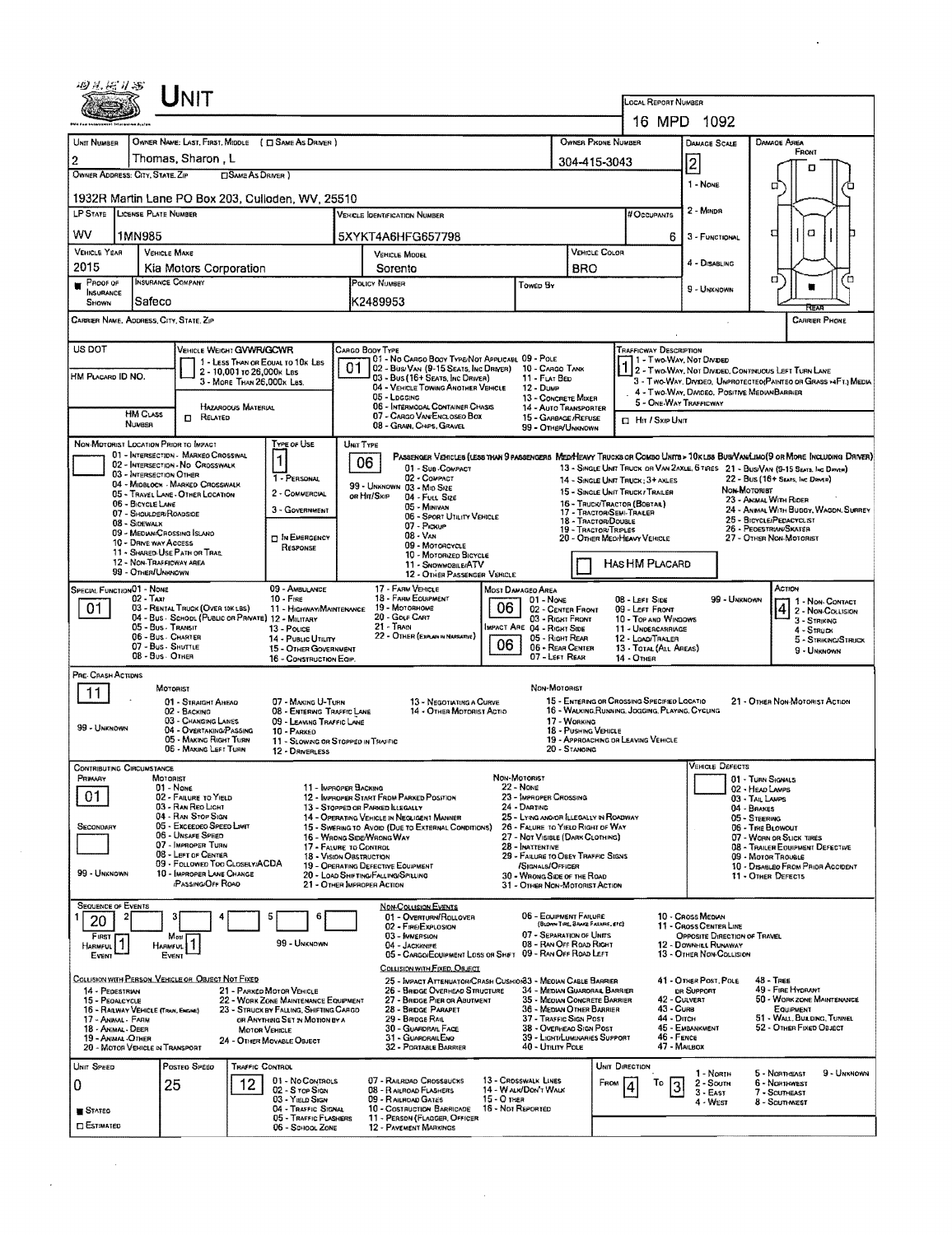# UNIT

LOCAL REPORT NUMBER: 16 MPD 1092

| UNIT NUMBER | OWNER NAME: LAST, FIRST, MIDDLE ( □ SAME AS DRIVER ) | OWNER PHONE NUMBER | DAMAGE SCALE | DAMAGE AREA |
|---|---|---|---|---|
| 2 | Thomas, Sharon, L | 304-415-3043 | 2 | FRONT |

OWNER ADDRESS: CITY, STATE, ZIP □ SAME AS DRIVER )
1932R Martin Lane PO Box 203, Culloden, WV, 25510

DAMAGE SCALE: 1 - NONE, 2 - MINOR, 3 - FUNCTIONAL, 4 - DISABLING, 9 - UNKNOWN

| LP STATE | LICENSE PLATE NUMBER | VEHICLE IDENTIFICATION NUMBER | # OCCUPANTS |
|---|---|---|---|
| WV | 1MN985 | 5XYKT4A6HFG657798 | 6 |

| VEHICLE YEAR | VEHICLE MAKE | VEHICLE MODEL | VEHICLE COLOR |
|---|---|---|---|
| 2015 | Kia Motors Corporation | Sorento | BRO |

| PROOF OF INSURANCE SHOWN | INSURANCE COMPANY | POLICY NUMBER | TOWED BY |
|---|---|---|---|
| ■ | Safeco | K2489953 | |

CARRIER NAME, ADDRESS, CITY, STATE, ZIP — CARRIER PHONE

US DOT — VEHICLE WEIGHT GVWR/GCWR: 1 - LESS THAN OR EQUAL TO 10K LBS; 2 - 10,001 TO 26,000K LBS; 3 - MORE THAN 26,000K LBS.

HM PLACARD ID NO. — HM CLASS NUMBER — □ HAZARDOUS MATERIAL RELATED

CARGO BODY TYPE: **01** — 01 - NO CARGO BODY TYPE/NOT APPLICABLE; 02 - BUS/VAN (9-15 SEATS, INC DRIVER); 03 - BUS (16+ SEATS, INC DRIVER); 04 - VEHICLE TOWING ANOTHER VEHICLE; 05 - LOGGING; 06 - INTERMODAL CONTAINER CHASIS; 07 - CARGO VAN/ENCLOSED BOX; 08 - GRAIN, CHIPS, GRAVEL; 09 - POLE; 10 - CARGO TANK; 11 - FLAT BED; 12 - DUMP; 13 - CONCRETE MIXER; 14 - AUTO TRANSPORTER; 15 - GARBAGE/REFUSE; 99 - OTHER/UNKNOWN

TRAFFICWAY DESCRIPTION: **1** — 1 - TWO-WAY, NOT DIVIDED; 2 - TWO-WAY, NOT DIVIDED, CONTINUOUS LEFT TURN LANE; 3 - TWO-WAY, DIVIDED, UNPROTECTED(PAINTED OR GRASS >4FT.) MEDIA; 4 - TWO-WAY, DIVIDED, POSITIVE MEDIAN BARRIER; 5 - ONE-WAY TRAFFICWAY; □ HIT / SKIP UNIT

NON-MOTORIST LOCATION PRIOR TO IMPACT: 01 - INTERSECTION - MARKED CROSSWALK; 02 - INTERSECTION - NO CROSSWALK; 03 - INTERSECTION OTHER; 04 - MIDBLOCK - MARKED CROSSWALK; 05 - TRAVEL LANE - OTHER LOCATION; 06 - BICYCLE LANE; 07 - SHOULDER/ROADSIDE; 08 - SIDEWALK; 09 - MEDIAN/CROSSING ISLAND; 10 - DRIVE WAY ACCESS; 11 - SHARED-USE PATH OR TRAIL; 12 - NON-TRAFFICWAY AREA; 99 - OTHER/UNKNOWN

TYPE OF USE: **1** — 1 - PERSONAL; 2 - COMMERCIAL; 3 - GOVERNMENT; □ IN EMERGENCY RESPONSE

UNIT TYPE: **06** — PASSENGER VEHICLES (LESS THAN 9 PASSENGERS MED/HEAVY TRUCKS OR COMBO UNITS > 10K LBS BUS/VAN/LIMO(9 OR MORE INCLUDING DRIVER)): 01 - SUB-COMPACT; 02 - COMPACT; 99 - UNKNOWN 03 - MID SIZE; OR HIT/SKIP 04 - FULL SIZE; 05 - MINIVAN; 06 - SPORT UTILITY VEHICLE; 07 - PICKUP; 08 - VAN; 09 - MOTORCYCLE; 10 - MOTORIZED BICYCLE; 11 - SNOWMOBILE/ATV; 12 - OTHER PASSENGER VEHICLE; 13 - SINGLE UNIT TRUCK OR VAN 2AXLE, 6 TIRES; 14 - SINGLE UNIT TRUCK; 3+ AXLES; 15 - SINGLE UNIT TRUCK/TRAILER; 16 - TRUCK/TRACTOR (BOBTAIL); 17 - TRACTOR/SEMI-TRAILER; 18 - TRACTOR/DOUBLE; 19 - TRACTOR/TRIPLES; 20 - OTHER MED/HEAVY VEHICLE; 21 - BUS/VAN (9-15 SEATS, INC DRIVER); 22 - BUS (16+ SEATS, INC DRIVER); NON-MOTORIST: 23 - ANIMAL WITH RIDER; 24 - ANIMAL WITH BUGGY, WAGON, SURREY; 25 - BICYCLE/PEDACYCLIST; 26 - PEDESTRIAN/SKATER; 27 - OTHER NON-MOTORIST; □ HAS HM PLACARD

SPECIAL FUNCTION: **01** — 01 - NONE; 02 - TAXI; 03 - RENTAL TRUCK (OVER 10K LBS); 04 - BUS - SCHOOL (PUBLIC OR PRIVATE); 05 - BUS - TRANSIT; 06 - BUS - CHARTER; 07 - BUS - SHUTTLE; 08 - BUS - OTHER; 09 - AMBULANCE; 10 - FIRE; 11 - HIGHWAY/MAINTENANCE; 12 - MILITARY; 13 - POLICE; 14 - PUBLIC UTILITY; 15 - OTHER GOVERNMENT; 16 - CONSTRUCTION EQIP.; 17 - FARM VEHICLE; 18 - FARM EQUIPMENT; 19 - MOTORHOME; 20 - GOLF CART; 21 - TRAIN; 22 - OTHER (EXPLAIN IN NARRATIVE)

MOST DAMAGED AREA: **06**; IMPACT AREA: **06** — 01 - NONE; 02 - CENTER FRONT; 03 - RIGHT FRONT; 04 - RIGHT SIDE; 05 - RIGHT REAR; 06 - REAR CENTER; 07 - LEFT REAR; 08 - LEFT SIDE; 09 - LEFT FRONT; 10 - TOP AND WINDOWS; 11 - UNDERCARRIAGE; 12 - LOAD/TRAILER; 13 - TOTAL (ALL AREAS); 14 - OTHER; 99 - UNKNOWN

ACTION: **4** — 1 - NON-CONTACT; 2 - NON-COLLISION; 3 - STRIKING; 4 - STRUCK; 5 - STRIKING/STRUCK; 9 - UNKNOWN

PRE-CRASH ACTIONS: **11** — MOTORIST: 01 - STRAIGHT AHEAD; 02 - BACKING; 03 - CHANGING LANES; 04 - OVERTAKING/PASSING; 05 - MAKING RIGHT TURN; 06 - MAKING LEFT TURN; 07 - MAKING U-TURN; 08 - ENTERING TRAFFIC LANE; 09 - LEAVING TRAFFIC LANE; 10 - PARKED; 11 - SLOWING OR STOPPED IN TRAFFIC; 12 - DRIVERLESS; 13 - NEGOTIATING A CURVE; 14 - OTHER MOTORIST ACTIO; 99 - UNKNOWN. NON-MOTORIST: 15 - ENTERING OR CROSSING SPECIFIED LOCATIO; 16 - WALKING, RUNNING, JOGGING, PLAYING, CYCLING; 17 - WORKING; 18 - PUSHING VEHICLE; 19 - APPROACHING OR LEAVING VEHICLE; 20 - STANDING; 21 - OTHER NON-MOTORIST ACTION

CONTRIBUTING CIRCUMSTANCE: PRIMARY **01**; SECONDARY (blank) — MOTORIST: 01 - NONE; 02 - FAILURE TO YIELD; 03 - RAN RED LIGHT; 04 - RAN STOP SIGN; 05 - EXCEEDED SPEED LIMIT; 06 - UNSAFE SPEED; 07 - IMPROPER TURN; 08 - LEFT OF CENTER; 09 - FOLLOWED TOO CLOSELY/ACDA; 10 - IMPROPER LANE CHANGE /PASSING/OFF ROAD; 11 - IMPROPER BACKING; 12 - IMPROPER START FROM PARKED POSITION; 13 - STOPPED OR PARKED ILLEGALLY; 14 - OPERATING VEHICLE IN NEGLIGENT MANNER; 15 - SWERING TO AVOID (DUE TO EXTERNAL CONDITIONS); 16 - WRONG SIDE/WRONG WAY; 17 - FAILURE TO CONTROL; 18 - VISION OBSTRUCTION; 19 - OPERATING DEFECTIVE EQUIPMENT; 20 - LOAD SHIFTING/FALLING/SPILLING; 21 - OTHER IMPROPER ACTION; 99 - UNKNOWN. NON-MOTORIST: 22 - NONE; 23 - IMPROPER CROSSING; 24 - DARTING; 25 - LYING AND/OR ILLEGALLY IN ROADWAY; 26 - FALURE TO YIELD RIGHT OF WAY; 27 - NOT VISIBLE (DARK CLOTHING); 28 - INATTENTIVE; 29 - FAILURE TO OBEY TRAFFIC SIGNS /SIGNALS/OFFICER; 30 - WRONG SIDE OF THE ROAD; 31 - OTHER NON-MOTORIST ACTION

VEHICLE DEFECTS: 01 - TURN SIGNALS; 02 - HEAD LAMPS; 03 - TAIL LAMPS; 04 - BRAKES; 05 - STEERING; 06 - TIRE BLOWOUT; 07 - WORN OR SLICK TIRES; 08 - TRAILER EQUIPMENT DEFECTIVE; 09 - MOTOR TROUBLE; 10 - DISABLED FROM PRIOR ACCIDENT; 11 - OTHER DEFECTS

SEQUENCE OF EVENTS: 1 **20**, 2, 3, 4, 5, 6; FIRST HARMFUL EVENT **1**; MOST HARMFUL EVENT **1**; 99 - UNKNOWN

NON-COLLISION EVENTS: 01 - OVERTURN/ROLLOVER; 02 - FIRE/EXPLOSION; 03 - IMMERSION; 04 - JACKKNIFE; 05 - CARGO/EQUIPMENT LOSS OR SHIFT; 06 - EQUIPMENT FAILURE (BLOWN TIRE, BRAKE FAILURE, ETC); 07 - SEPARATION OF UNITS; 08 - RAN OFF ROAD RIGHT; 09 - RAN OFF ROAD LEFT; 10 - CROSS MEDIAN; 11 - CROSS CENTER LINE OPPOSITE DIRECTION OF TRAVEL; 12 - DOWNHILL RUNAWAY; 13 - OTHER NON-COLLISION

COLLISION WITH FIXED, OBJECT: 25 - IMPACT ATTENUATOR/CRASH CUSHION; 26 - BRIDGE OVERHEAD STRUCTURE; 27 - BRIDGE PIER OR ABUTMENT; 28 - BRIDGE PARAPET; 29 - BRIDGE RAIL; 30 - GUARDRAIL FACE; 31 - GUARDRAIL END; 32 - PORTABLE BARRIER; 33 - MEDIAN CABLE BARRIER; 34 - MEDIAN GUARDRAIL BARRIER; 35 - MEDIAN CONCRETE BARRIER; 36 - MEDIAN OTHER BARRIER; 37 - TRAFFIC SIGN POST; 38 - OVERHEAD SIGN POST; 39 - LIGHT/LUMINARIES SUPPORT; 40 - UTILITY POLE; 41 - OTHER POST, POLE OR SUPPORT; 42 - CULVERT; 43 - CURB; 44 - DITCH; 45 - EMBANKMENT; 46 - FENCE; 47 - MAILBOX; 48 - TREE; 49 - FIRE HYDRANT; 50 - WORK ZONE MAINTENANCE EQUIPMENT; 51 - WALL, BUILDING, TUNNEL; 52 - OTHER FIXED OBJECT

COLLISION WITH PERSON, VEHICLE OR OBJECT NOT FIXED: 14 - PEDESTRIAN; 15 - PEDALCYCLE; 16 - RAILWAY VEHICLE (TRAIN, ENGINE); 17 - ANIMAL - FARM; 18 - ANIMAL - DEER; 19 - ANIMAL - OTHER; 20 - MOTOR VEHICLE IN TRANSPORT; 21 - PARKED MOTOR VEHICLE; 22 - WORK ZONE MAINTENANCE EQUIPMENT; 23 - STRUCK BY FALLING, SHIFTING CARGO OR ANYTHING SET IN MOTION BY A MOTOR VEHICLE; 24 - OTHER MOVABLE OBJECT

| UNIT SPEED | POSTED SPEED | TRAFFIC CONTROL | UNIT DIRECTION |
|---|---|---|---|
| 0 | 25 | 12 | FROM 4 TO 3 |

■ STATED □ ESTIMATED

TRAFFIC CONTROL: 01 - NO CONTROLS; 02 - STOP SIGN; 03 - YIELD SIGN; 04 - TRAFFIC SIGNAL; 05 - TRAFFIC FLASHERS; 06 - SCHOOL ZONE; 07 - RAILROAD CROSSBUCKS; 08 - RAILROAD FLASHERS; 09 - RAILROAD GATES; 10 - COSTRUCTION BARRICADE; 11 - PERSON (FLAGGER, OFFICER); 12 - PAVEMENT MARKINGS; 13 - CROSSWALK LINES; 14 - WALK/DON'T WALK; 15 - OTHER; 16 - NOT REPORTED

UNIT DIRECTION: 1 - NORTH; 2 - SOUTH; 3 - EAST; 4 - WEST; 5 - NORTHEAST; 6 - NORTHWEST; 7 - SOUTHEAST; 8 - SOUTHWEST; 9 - UNKNOWN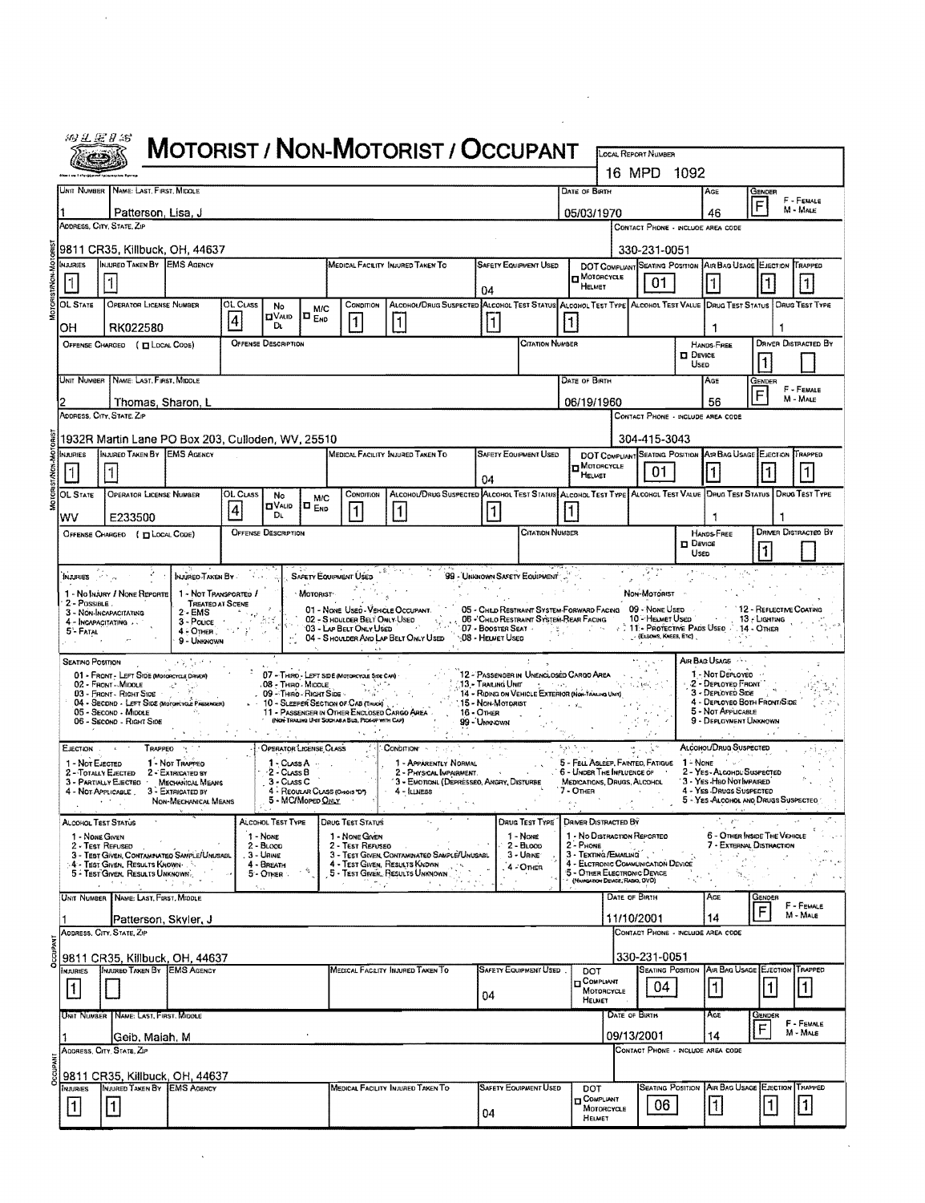# MOTORIST / NON-MOTORIST / OCCUPANT

**Local Report Number:** 16 MPD 1092

## Motorist/Non-Motorist

| Unit Number | Name: Last, First, Middle | Date of Birth | Age | Gender |
|---|---|---|---|---|
| 1 | Patterson, Lisa, J | 05/03/1970 | 46 | F |

F - Female, M - Male

| Address, City, State, Zip | Contact Phone - Include Area Code |
|---|---|
| 9811 CR35, Killbuck, OH, 44637 | 330-231-0051 |

| Injuries | Injured Taken By | EMS Agency | Medical Facility Injured Taken To | Safety Equipment Used | DOT Compliant Motorcycle Helmet | Seating Position | Air Bag Usage | Ejection | Trapped |
|---|---|---|---|---|---|---|---|---|---|
| 1 | 1 | | | 04 | | 01 | 1 | 1 | 1 |

| OL State | Operator License Number | OL Class | No Valid DL | M/C End | Condition | Alcohol/Drug Suspected | Alcohol Test Status | Alcohol Test Type | Alcohol Test Value | Drug Test Status | Drug Test Type |
|---|---|---|---|---|---|---|---|---|---|---|---|
| OH | RK022580 | 4 | | | 1 | 1 | 1 | 1 | | 1 | 1 |

| Offense Charged (Local Code) | Offense Description | Citation Number | Hands-Free Device Used | Driver Distracted By |
|---|---|---|---|---|
| | | | | 1 |

| Unit Number | Name: Last, First, Middle | Date of Birth | Age | Gender |
|---|---|---|---|---|
| 2 | Thomas, Sharon, L | 06/19/1960 | 56 | F |

F - Female, M - Male

| Address, City, State, Zip | Contact Phone - Include Area Code |
|---|---|
| 1932R Martin Lane PO Box 203, Culloden, WV, 25510 | 304-415-3043 |

| Injuries | Injured Taken By | EMS Agency | Medical Facility Injured Taken To | Safety Equipment Used | DOT Compliant Motorcycle Helmet | Seating Position | Air Bag Usage | Ejection | Trapped |
|---|---|---|---|---|---|---|---|---|---|
| 1 | 1 | | | 04 | | 01 | 1 | 1 | 1 |

| OL State | Operator License Number | OL Class | No Valid DL | M/C End | Condition | Alcohol/Drug Suspected | Alcohol Test Status | Alcohol Test Type | Alcohol Test Value | Drug Test Status | Drug Test Type |
|---|---|---|---|---|---|---|---|---|---|---|---|
| WV | E233500 | 4 | | | 1 | 1 | 1 | 1 | | 1 | 1 |

| Offense Charged (Local Code) | Offense Description | Citation Number | Hands-Free Device Used | Driver Distracted By |
|---|---|---|---|---|
| | | | | 1 |

## Codes

**Injuries:** 1 - No Injury / None Reported; 2 - Possible; 3 - Non-Incapacitating; 4 - Incapacitating; 5 - Fatal

**Injured Taken By:** 1 - Not Transported / Treated at Scene; 2 - EMS; 3 - Police; 4 - Other; 9 - Unknown

**Safety Equipment Used:** 99 - Unknown Safety Equipment
- Motorist: 01 - None Used - Vehicle Occupant; 02 - Shoulder Belt Only Used; 03 - Lap Belt Only Used; 04 - Shoulder and Lap Belt Only Used; 05 - Child Restraint System-Forward Facing; 06 - Child Restraint System-Rear Facing; 07 - Booster Seat; 08 - Helmet Used
- Non-Motorist: 09 - None Used; 10 - Helmet Used; 11 - Protective Pads Used (Elbows, Knees, Etc); 12 - Reflective Coating; 13 - Lighting; 14 - Other

**Seating Position:** 01 - Front - Left Side (Motorcycle Driver); 02 - Front - Middle; 03 - Front - Right Side; 04 - Second - Left Side (Motorcycle Passenger); 05 - Second - Middle; 06 - Second - Right Side; 07 - Third - Left Side (Motorcycle Side Car); 08 - Third - Middle; 09 - Third - Right Side; 10 - Sleeper Section of Cab (Truck); 11 - Passenger in Other Enclosed Cargo Area (Non-Trailing Unit Such as a Bus, Pick-up with Cap); 12 - Passenger in Unenclosed Cargo Area; 13 - Trailing Unit; 14 - Riding on Vehicle Exterior (Non-Trailing Unit); 15 - Non-Motorist; 16 - Other; 99 - Unknown

**Air Bag Usage:** 1 - Not Deployed; 2 - Deployed Front; 3 - Deployed Side; 4 - Deployed Both Front/Side; 5 - Not Applicable; 9 - Deployment Unknown

**Ejection:** 1 - Not Ejected; 2 - Totally Ejected; 3 - Partially Ejected; 4 - Not Applicable

**Trapped:** 1 - Not Trapped; 2 - Extricated by Mechanical Means; 3 - Extricated by Non-Mechanical Means

**Operator License Class:** 1 - Class A; 2 - Class B; 3 - Class C; 4 - Regular Class (Ohio is "D"); 5 - M/C Moped Only

**Condition:** 1 - Apparently Normal; 2 - Physical Impairment; 3 - Emotional (Depressed, Angry, Disturbed); 4 - Illness; 5 - Fell Asleep, Fainted, Fatigue; 6 - Under the Influence of Medications, Drugs, Alcohol; 7 - Other

**Alcohol/Drug Suspected:** 1 - None; 2 - Yes - Alcohol Suspected; 3 - Yes - HBD Not Impaired; 4 - Yes - Drugs Suspected; 5 - Yes - Alcohol and Drugs Suspected

**Alcohol Test Status:** 1 - None Given; 2 - Test Refused; 3 - Test Given, Contaminated Sample/Unusable; 4 - Test Given, Results Known; 5 - Test Given, Results Unknown

**Alcohol Test Type:** 1 - None; 2 - Blood; 3 - Urine; 4 - Breath; 5 - Other

**Drug Test Status:** 1 - None Given; 2 - Test Refused; 3 - Test Given, Contaminated Sample/Unusable; 4 - Test Given, Results Known; 5 - Test Given, Results Unknown

**Drug Test Type:** 1 - None; 2 - Blood; 3 - Urine; 4 - Other

**Driver Distracted By:** 1 - No Distraction Reported; 2 - Phone; 3 - Texting/Emailing; 4 - Electronic Communication Device; 5 - Other Electronic Device (Navigation Device, Radio, DVD); 6 - Other Inside the Vehicle; 7 - External Distraction

## Occupant

| Unit Number | Name: Last, First, Middle | Date of Birth | Age | Gender |
|---|---|---|---|---|
| 1 | Patterson, Skyler, J | 11/10/2001 | 14 | F |

F - Female, M - Male

| Address, City, State, Zip | Contact Phone - Include Area Code |
|---|---|
| 9811 CR35, Killbuck, OH, 44637 | 330-231-0051 |

| Injuries | Injured Taken By | EMS Agency | Medical Facility Injured Taken To | Safety Equipment Used | DOT Compliant Motorcycle Helmet | Seating Position | Air Bag Usage | Ejection | Trapped |
|---|---|---|---|---|---|---|---|---|---|
| 1 | | | | 04 | | 04 | 1 | 1 | 1 |

## Occupant

| Unit Number | Name: Last, First, Middle | Date of Birth | Age | Gender |
|---|---|---|---|---|
| 1 | Geib, Maiah, M | 09/13/2001 | 14 | F |

F - Female, M - Male

| Address, City, State, Zip | Contact Phone - Include Area Code |
|---|---|
| 9811 CR35, Killbuck, OH, 44637 | |

| Injuries | Injured Taken By | EMS Agency | Medical Facility Injured Taken To | Safety Equipment Used | DOT Compliant Motorcycle Helmet | Seating Position | Air Bag Usage | Ejection | Trapped |
|---|---|---|---|---|---|---|---|---|---|
| 1 | 1 | | | 04 | | 06 | 1 | 1 | 1 |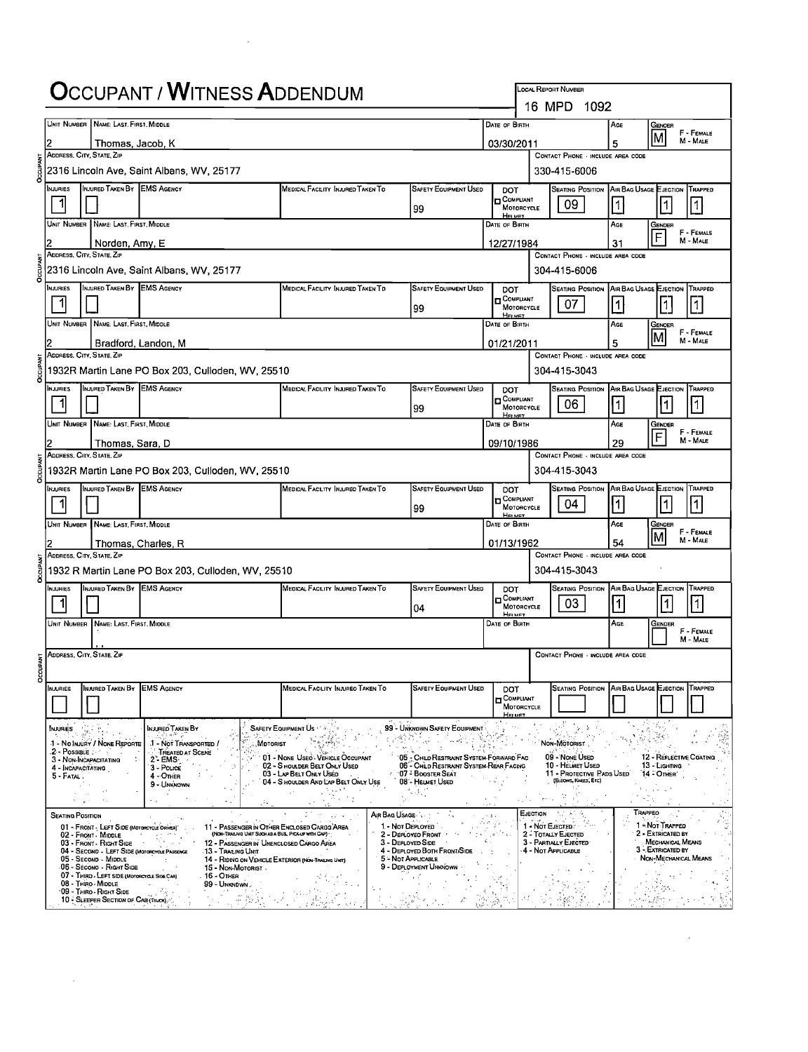# Occupant / Witness Addendum

**Local Report Number:** 16 MPD 1092

## Occupant

| Unit Number | Name: Last, First, Middle | Date of Birth | Age | Gender |
|---|---|---|---|---|
| 2 | Thomas, Jacob, K | 03/30/2011 | 5 | M |

| Address, City, State, Zip | Contact Phone - Include Area Code |
|---|---|
| 2316 Lincoln Ave, Saint Albans, WV, 25177 | 330-415-6006 |

| Injuries | Injured Taken By | EMS Agency | Medical Facility Injured Taken To | Safety Equipment Used | DOT Compliant Motorcycle Helmet | Seating Position | Air Bag Usage | Ejection | Trapped |
|---|---|---|---|---|---|---|---|---|---|
| 1 | | | | 99 | | 09 | 1 | 1 | 1 |

## Occupant

| Unit Number | Name: Last, First, Middle | Date of Birth | Age | Gender |
|---|---|---|---|---|
| 2 | Norden, Amy, E | 12/27/1984 | 31 | F |

| Address, City, State, Zip | Contact Phone - Include Area Code |
|---|---|
| 2316 Lincoln Ave, Saint Albans, WV, 25177 | 304-415-6006 |

| Injuries | Injured Taken By | EMS Agency | Medical Facility Injured Taken To | Safety Equipment Used | DOT Compliant Motorcycle Helmet | Seating Position | Air Bag Usage | Ejection | Trapped |
|---|---|---|---|---|---|---|---|---|---|
| 1 | | | | 99 | | 07 | 1 | 1 | 1 |

## Occupant

| Unit Number | Name: Last, First, Middle | Date of Birth | Age | Gender |
|---|---|---|---|---|
| 2 | Bradford, Landon, M | 01/21/2011 | 5 | M |

| Address, City, State, Zip | Contact Phone - Include Area Code |
|---|---|
| 1932R Martin Lane PO Box 203, Culloden, WV, 25510 | 304-415-3043 |

| Injuries | Injured Taken By | EMS Agency | Medical Facility Injured Taken To | Safety Equipment Used | DOT Compliant Motorcycle Helmet | Seating Position | Air Bag Usage | Ejection | Trapped |
|---|---|---|---|---|---|---|---|---|---|
| 1 | | | | 99 | | 06 | 1 | 1 | 1 |

## Occupant

| Unit Number | Name: Last, First, Middle | Date of Birth | Age | Gender |
|---|---|---|---|---|
| 2 | Thomas, Sara, D | 09/10/1986 | 29 | F |

| Address, City, State, Zip | Contact Phone - Include Area Code |
|---|---|
| 1932R Martin Lane PO Box 203, Culloden, WV, 25510 | 304-415-3043 |

| Injuries | Injured Taken By | EMS Agency | Medical Facility Injured Taken To | Safety Equipment Used | DOT Compliant Motorcycle Helmet | Seating Position | Air Bag Usage | Ejection | Trapped |
|---|---|---|---|---|---|---|---|---|---|
| 1 | | | | 99 | | 04 | 1 | 1 | 1 |

## Occupant

| Unit Number | Name: Last, First, Middle | Date of Birth | Age | Gender |
|---|---|---|---|---|
| 2 | Thomas, Charles, R | 01/13/1962 | 54 | M |

| Address, City, State, Zip | Contact Phone - Include Area Code |
|---|---|
| 1932 R Martin Lane PO Box 203, Culloden, WV, 25510 | 304-415-3043 |

| Injuries | Injured Taken By | EMS Agency | Medical Facility Injured Taken To | Safety Equipment Used | DOT Compliant Motorcycle Helmet | Seating Position | Air Bag Usage | Ejection | Trapped |
|---|---|---|---|---|---|---|---|---|---|
| 1 | | | | 04 | | 03 | 1 | 1 | 1 |

## Occupant

| Unit Number | Name: Last, First, Middle | Date of Birth | Age | Gender |
|---|---|---|---|---|
| | | | | |

| Address, City, State, Zip | Contact Phone - Include Area Code |
|---|---|
| | |

| Injuries | Injured Taken By | EMS Agency | Medical Facility Injured Taken To | Safety Equipment Used | DOT Compliant Motorcycle Helmet | Seating Position | Air Bag Usage | Ejection | Trapped |
|---|---|---|---|---|---|---|---|---|---|
| | | | | | | | | | |

---

**Injuries**
1 - No Injury / None Reported
2 - Possible
3 - Non-Incapacitating
4 - Incapacitating
5 - Fatal

**Injured Taken By**
1 - Not Transported / Treated at Scene
2 - EMS
3 - Police
4 - Other
9 - Unknown

**Safety Equipment Used**
*Motorist*
01 - None Used - Vehicle Occupant
02 - Shoulder Belt Only Used
03 - Lap Belt Only Used
04 - Shoulder and Lap Belt Only Used
05 - Child Restraint System-Forward Facing
06 - Child Restraint System-Rear Facing
07 - Booster Seat
08 - Helmet Used
99 - Unknown Safety Equipment

*Non-Motorist*
09 - None Used
10 - Helmet Used
11 - Protective Pads Used (Elbows, Knees, Etc)
12 - Reflective Coating
13 - Lighting
14 - Other

**Seating Position**
01 - Front - Left Side (Motorcycle Driver)
02 - Front - Middle
03 - Front - Right Side
04 - Second - Left Side (Motorcycle Passenger)
05 - Second - Middle
06 - Second - Right Side
07 - Third - Left Side (Motorcycle Side Car)
08 - Third - Middle
09 - Third - Right Side
10 - Sleeper Section of Cab (Truck)
11 - Passenger in Other Enclosed Cargo Area (Non-Trailing Unit Such as a Bus, Pickup with Cap)
12 - Passenger in Unenclosed Cargo Area
13 - Trailing Unit
14 - Riding on Vehicle Exterior (Non-Trailing Unit)
15 - Non-Motorist
16 - Other
99 - Unknown

**Air Bag Usage**
1 - Not Deployed
2 - Deployed Front
3 - Deployed Side
4 - Deployed Both Front/Side
5 - Not Applicable
9 - Deployment Unknown

**Ejection**
1 - Not Ejected
2 - Totally Ejected
3 - Partially Ejected
4 - Not Applicable

**Trapped**
1 - Not Trapped
2 - Extricated by Mechanical Means
3 - Extricated by Non-Mechanical Means